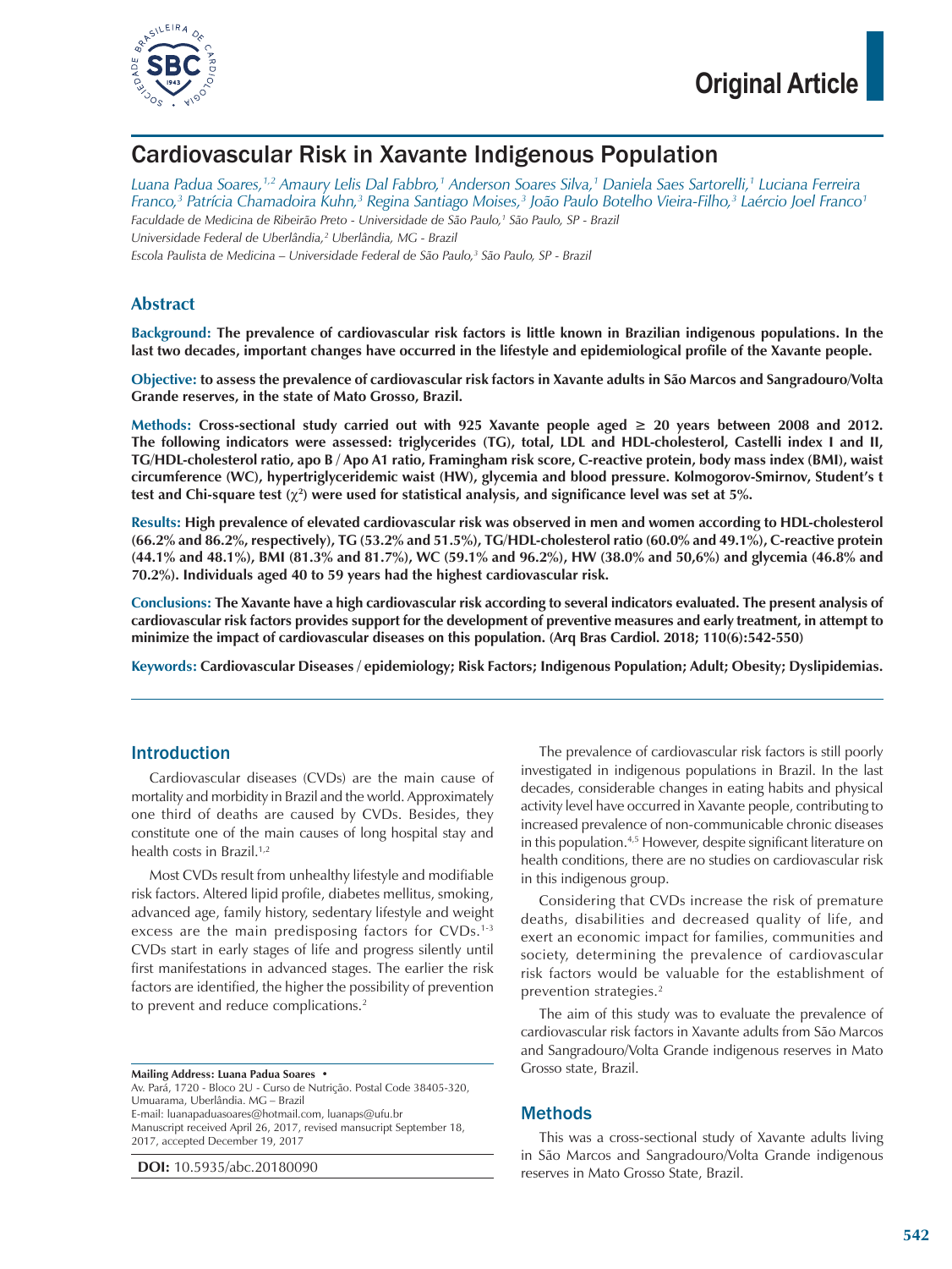Original Article

# Cardiovascular Risk in Xavante Indigenous Population

*Luana Padua Soares,[1,2] Amaury Lelis Dal Fabbro,[1] Anderson Soares Silva,[1] Daniela Saes Sartorelli,[1] Luciana Ferreira Franco,[3] Patrícia Chamadoira Kuhn,[3] Regina Santiago Moises,[3] João Paulo Botelho Vieira-Filho,[3] Laércio Joel Franco[1]*

*Faculdade de Medicina de Ribeirão Preto - Universidade de São Paulo,[1] São Paulo, SP - Brazil*
*Universidade Federal de Uberlândia,[2] Uberlândia, MG - Brazil*
*Escola Paulista de Medicina – Universidade Federal de São Paulo,[3] São Paulo, SP - Brazil*

## Abstract

**Background: The prevalence of cardiovascular risk factors is little known in Brazilian indigenous populations. In the last two decades, important changes have occurred in the lifestyle and epidemiological profile of the Xavante people.**

**Objective: to assess the prevalence of cardiovascular risk factors in Xavante adults in São Marcos and Sangradouro/Volta Grande reserves, in the state of Mato Grosso, Brazil.**

**Methods: Cross-sectional study carried out with 925 Xavante people aged ≥ 20 years between 2008 and 2012. The following indicators were assessed: triglycerides (TG), total, LDL and HDL-cholesterol, Castelli index I and II, TG/HDL-cholesterol ratio, apo B / Apo A1 ratio, Framingham risk score, C-reactive protein, body mass index (BMI), waist circumference (WC), hypertriglyceridemic waist (HW), glycemia and blood pressure. Kolmogorov-Smirnov, Student's t test and Chi-square test ($\chi^2$) were used for statistical analysis, and significance level was set at 5%.**

**Results: High prevalence of elevated cardiovascular risk was observed in men and women according to HDL-cholesterol (66.2% and 86.2%, respectively), TG (53.2% and 51.5%), TG/HDL-cholesterol ratio (60.0% and 49.1%), C-reactive protein (44.1% and 48.1%), BMI (81.3% and 81.7%), WC (59.1% and 96.2%), HW (38.0% and 50,6%) and glycemia (46.8% and 70.2%). Individuals aged 40 to 59 years had the highest cardiovascular risk.**

**Conclusions: The Xavante have a high cardiovascular risk according to several indicators evaluated. The present analysis of cardiovascular risk factors provides support for the development of preventive measures and early treatment, in attempt to minimize the impact of cardiovascular diseases on this population. (Arq Bras Cardiol. 2018; 110(6):542-550)**

**Keywords: Cardiovascular Diseases / epidemiology; Risk Factors; Indigenous Population; Adult; Obesity; Dyslipidemias.**

## Introduction

Cardiovascular diseases (CVDs) are the main cause of mortality and morbidity in Brazil and the world. Approximately one third of deaths are caused by CVDs. Besides, they constitute one of the main causes of long hospital stay and health costs in Brazil.[1,2]

Most CVDs result from unhealthy lifestyle and modifiable risk factors. Altered lipid profile, diabetes mellitus, smoking, advanced age, family history, sedentary lifestyle and weight excess are the main predisposing factors for CVDs.[1-3] CVDs start in early stages of life and progress silently until first manifestations in advanced stages. The earlier the risk factors are identified, the higher the possibility of prevention to prevent and reduce complications.[2]

The prevalence of cardiovascular risk factors is still poorly investigated in indigenous populations in Brazil. In the last decades, considerable changes in eating habits and physical activity level have occurred in Xavante people, contributing to increased prevalence of non-communicable chronic diseases in this population.[4,5] However, despite significant literature on health conditions, there are no studies on cardiovascular risk in this indigenous group.

Considering that CVDs increase the risk of premature deaths, disabilities and decreased quality of life, and exert an economic impact for families, communities and society, determining the prevalence of cardiovascular risk factors would be valuable for the establishment of prevention strategies.[2]

The aim of this study was to evaluate the prevalence of cardiovascular risk factors in Xavante adults from São Marcos and Sangradouro/Volta Grande indigenous reserves in Mato Grosso state, Brazil.

## Methods

This was a cross-sectional study of Xavante adults living in São Marcos and Sangradouro/Volta Grande indigenous reserves in Mato Grosso State, Brazil.

**Mailing Address: Luana Padua Soares •**
Av. Pará, 1720 - Bloco 2U - Curso de Nutrição. Postal Code 38405-320, Umuarama, Uberlândia. MG – Brazil
E-mail: luanapaduasoares@hotmail.com, luanaps@ufu.br
Manuscript received April 26, 2017, revised mansucript September 18, 2017, accepted December 19, 2017

**DOI:** 10.5935/abc.20180090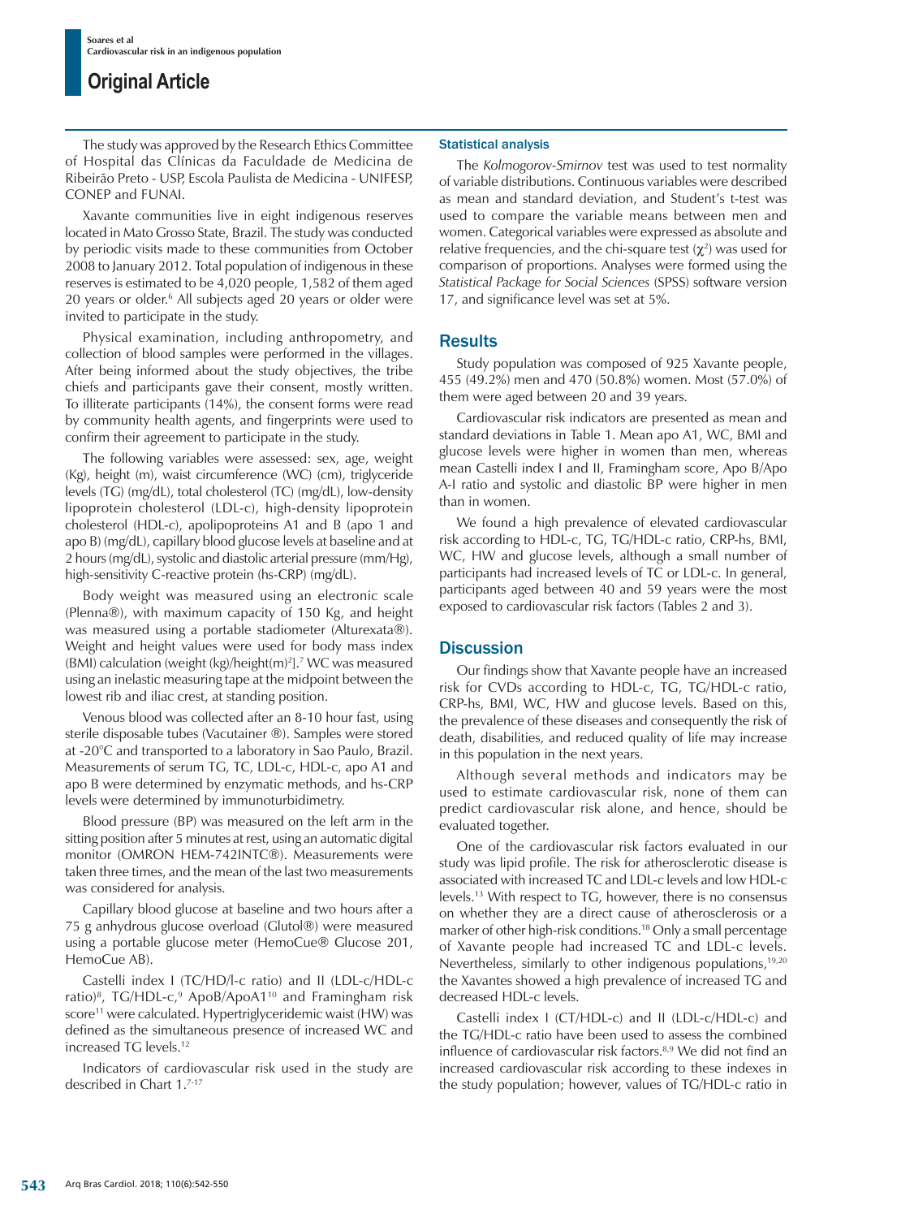The study was approved by the Research Ethics Committee of Hospital das Clínicas da Faculdade de Medicina de Ribeirão Preto - USP, Escola Paulista de Medicina - UNIFESP, CONEP and FUNAI.

Xavante communities live in eight indigenous reserves located in Mato Grosso State, Brazil. The study was conducted by periodic visits made to these communities from October 2008 to January 2012. Total population of indigenous in these reserves is estimated to be 4,020 people, 1,582 of them aged 20 years or older.[6] All subjects aged 20 years or older were invited to participate in the study.

Physical examination, including anthropometry, and collection of blood samples were performed in the villages. After being informed about the study objectives, the tribe chiefs and participants gave their consent, mostly written. To illiterate participants (14%), the consent forms were read by community health agents, and fingerprints were used to confirm their agreement to participate in the study.

The following variables were assessed: sex, age, weight (Kg), height (m), waist circumference (WC) (cm), triglyceride levels (TG) (mg/dL), total cholesterol (TC) (mg/dL), low-density lipoprotein cholesterol (LDL-c), high-density lipoprotein cholesterol (HDL-c), apolipoproteins A1 and B (apo 1 and apo B) (mg/dL), capillary blood glucose levels at baseline and at 2 hours (mg/dL), systolic and diastolic arterial pressure (mm/Hg), high-sensitivity C-reactive protein (hs-CRP) (mg/dL).

Body weight was measured using an electronic scale (Plenna®), with maximum capacity of 150 Kg, and height was measured using a portable stadiometer (Alturexata®). Weight and height values were used for body mass index (BMI) calculation (weight (kg)/height(m)$^2$].[7] WC was measured using an inelastic measuring tape at the midpoint between the lowest rib and iliac crest, at standing position.

Venous blood was collected after an 8-10 hour fast, using sterile disposable tubes (Vacutainer ®). Samples were stored at -20°C and transported to a laboratory in Sao Paulo, Brazil. Measurements of serum TG, TC, LDL-c, HDL-c, apo A1 and apo B were determined by enzymatic methods, and hs-CRP levels were determined by immunoturbidimetry.

Blood pressure (BP) was measured on the left arm in the sitting position after 5 minutes at rest, using an automatic digital monitor (OMRON HEM-742INTC®). Measurements were taken three times, and the mean of the last two measurements was considered for analysis.

Capillary blood glucose at baseline and two hours after a 75 g anhydrous glucose overload (Glutol®) were measured using a portable glucose meter (HemoCue® Glucose 201, HemoCue AB).

Castelli index I (TC/HD/l-c ratio) and II (LDL-c/HDL-c ratio)[8], TG/HDL-c,[9] ApoB/ApoA1[10] and Framingham risk score[11] were calculated. Hypertriglyceridemic waist (HW) was defined as the simultaneous presence of increased WC and increased TG levels.[12]

Indicators of cardiovascular risk used in the study are described in Chart 1.[7-17]

### Statistical analysis

The *Kolmogorov-Smirnov* test was used to test normality of variable distributions. Continuous variables were described as mean and standard deviation, and Student's t-test was used to compare the variable means between men and women. Categorical variables were expressed as absolute and relative frequencies, and the chi-square test ($\chi^2$) was used for comparison of proportions. Analyses were formed using the *Statistical Package for Social Sciences* (SPSS) software version 17, and significance level was set at 5%.

## Results

Study population was composed of 925 Xavante people, 455 (49.2%) men and 470 (50.8%) women. Most (57.0%) of them were aged between 20 and 39 years.

Cardiovascular risk indicators are presented as mean and standard deviations in Table 1. Mean apo A1, WC, BMI and glucose levels were higher in women than men, whereas mean Castelli index I and II, Framingham score, Apo B/Apo A-I ratio and systolic and diastolic BP were higher in men than in women.

We found a high prevalence of elevated cardiovascular risk according to HDL-c, TG, TG/HDL-c ratio, CRP-hs, BMI, WC, HW and glucose levels, although a small number of participants had increased levels of TC or LDL-c. In general, participants aged between 40 and 59 years were the most exposed to cardiovascular risk factors (Tables 2 and 3).

## Discussion

Our findings show that Xavante people have an increased risk for CVDs according to HDL-c, TG, TG/HDL-c ratio, CRP-hs, BMI, WC, HW and glucose levels. Based on this, the prevalence of these diseases and consequently the risk of death, disabilities, and reduced quality of life may increase in this population in the next years.

Although several methods and indicators may be used to estimate cardiovascular risk, none of them can predict cardiovascular risk alone, and hence, should be evaluated together.

One of the cardiovascular risk factors evaluated in our study was lipid profile. The risk for atherosclerotic disease is associated with increased TC and LDL-c levels and low HDL-c levels.[13] With respect to TG, however, there is no consensus on whether they are a direct cause of atherosclerosis or a marker of other high-risk conditions.[18] Only a small percentage of Xavante people had increased TC and LDL-c levels. Nevertheless, similarly to other indigenous populations,[19,20] the Xavantes showed a high prevalence of increased TG and decreased HDL-c levels.

Castelli index I (CT/HDL-c) and II (LDL-c/HDL-c) and the TG/HDL-c ratio have been used to assess the combined influence of cardiovascular risk factors.[8,9] We did not find an increased cardiovascular risk according to these indexes in the study population; however, values of TG/HDL-c ratio in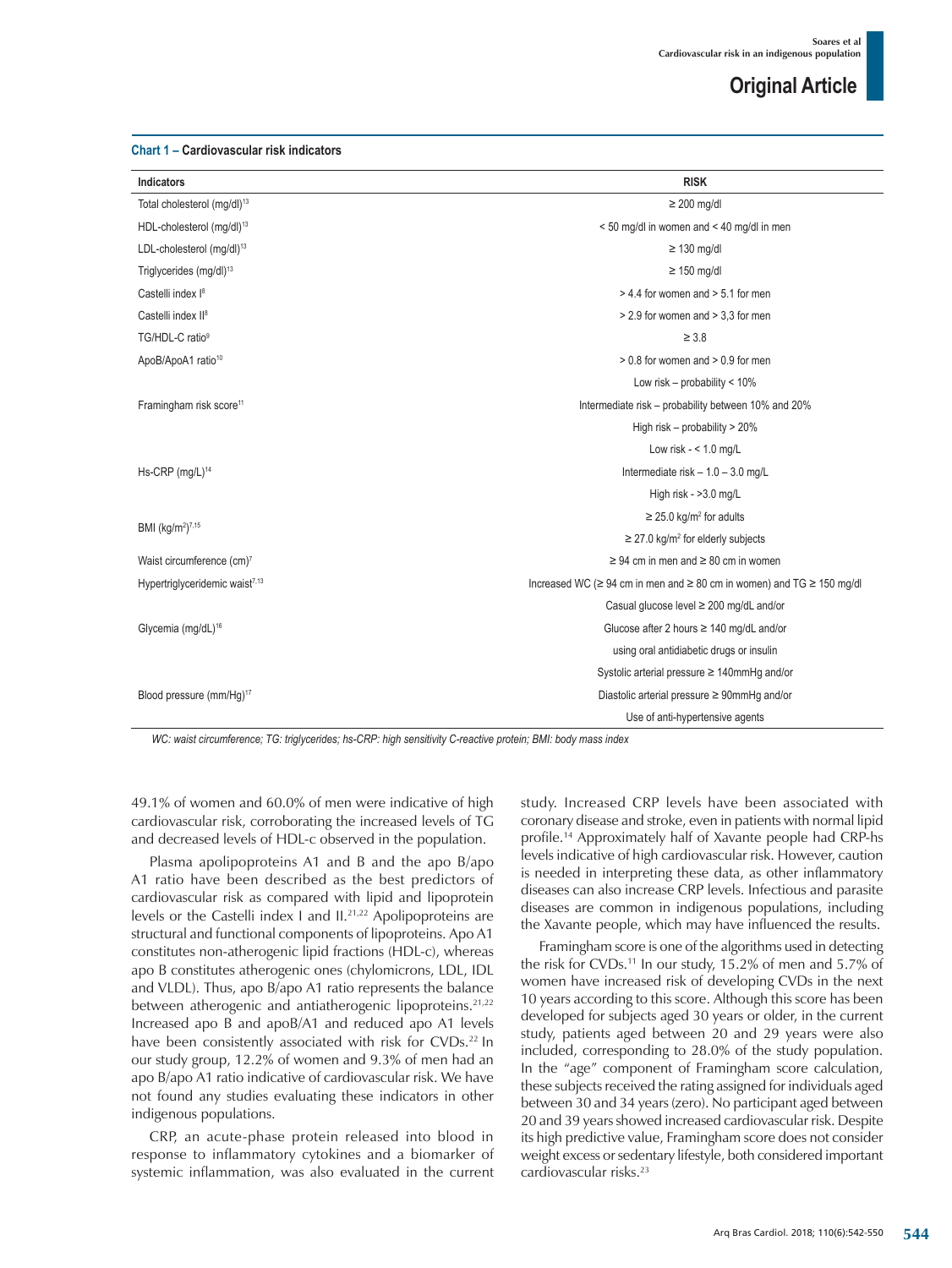**Chart 1 – Cardiovascular risk indicators**

| Indicators | RISK |
|---|---|
| Total cholesterol (mg/dl)[13] | ≥ 200 mg/dl |
| HDL-cholesterol (mg/dl)[13] | < 50 mg/dl in women and < 40 mg/dl in men |
| LDL-cholesterol (mg/dl)[13] | ≥ 130 mg/dl |
| Triglycerides (mg/dl)[13] | ≥ 150 mg/dl |
| Castelli index I[8] | > 4.4 for women and > 5.1 for men |
| Castelli index II[8] | > 2.9 for women and > 3,3 for men |
| TG/HDL-C ratio[9] | ≥ 3.8 |
| ApoB/ApoA1 ratio[10] | > 0.8 for women and > 0.9 for men |
| Framingham risk score[11] | Low risk – probability < 10% |
| | Intermediate risk – probability between 10% and 20% |
| | High risk – probability > 20% |
| Hs-CRP (mg/L)[14] | Low risk - < 1.0 mg/L |
| | Intermediate risk – 1.0 – 3.0 mg/L |
| | High risk - >3.0 mg/L |
| BMI (kg/m$^2$)[7,15] | ≥ 25.0 kg/m$^2$ for adults |
| | ≥ 27.0 kg/m$^2$ for elderly subjects |
| Waist circumference (cm)[7] | ≥ 94 cm in men and ≥ 80 cm in women |
| Hypertriglyceridemic waist[7,13] | Increased WC (≥ 94 cm in men and ≥ 80 cm in women) and TG ≥ 150 mg/dl |
| Glycemia (mg/dL)[16] | Casual glucose level ≥ 200 mg/dL and/or |
| | Glucose after 2 hours ≥ 140 mg/dL and/or |
| | using oral antidiabetic drugs or insulin |
| Blood pressure (mm/Hg)[17] | Systolic arterial pressure ≥ 140mmHg and/or |
| | Diastolic arterial pressure ≥ 90mmHg and/or |
| | Use of anti-hypertensive agents |

*WC: waist circumference; TG: triglycerides; hs-CRP: high sensitivity C-reactive protein; BMI: body mass index*

49.1% of women and 60.0% of men were indicative of high cardiovascular risk, corroborating the increased levels of TG and decreased levels of HDL-c observed in the population.

Plasma apolipoproteins A1 and B and the apo B/apo A1 ratio have been described as the best predictors of cardiovascular risk as compared with lipid and lipoprotein levels or the Castelli index I and II.[21,22] Apolipoproteins are structural and functional components of lipoproteins. Apo A1 constitutes non-atherogenic lipid fractions (HDL-c), whereas apo B constitutes atherogenic ones (chylomicrons, LDL, IDL and VLDL). Thus, apo B/apo A1 ratio represents the balance between atherogenic and antiatherogenic lipoproteins.[21,22] Increased apo B and apoB/A1 and reduced apo A1 levels have been consistently associated with risk for CVDs.[22] In our study group, 12.2% of women and 9.3% of men had an apo B/apo A1 ratio indicative of cardiovascular risk. We have not found any studies evaluating these indicators in other indigenous populations.

CRP, an acute-phase protein released into blood in response to inflammatory cytokines and a biomarker of systemic inflammation, was also evaluated in the current study. Increased CRP levels have been associated with coronary disease and stroke, even in patients with normal lipid profile.[14] Approximately half of Xavante people had CRP-hs levels indicative of high cardiovascular risk. However, caution is needed in interpreting these data, as other inflammatory diseases can also increase CRP levels. Infectious and parasite diseases are common in indigenous populations, including the Xavante people, which may have influenced the results.

Framingham score is one of the algorithms used in detecting the risk for CVDs.[11] In our study, 15.2% of men and 5.7% of women have increased risk of developing CVDs in the next 10 years according to this score. Although this score has been developed for subjects aged 30 years or older, in the current study, patients aged between 20 and 29 years were also included, corresponding to 28.0% of the study population. In the "age" component of Framingham score calculation, these subjects received the rating assigned for individuals aged between 30 and 34 years (zero). No participant aged between 20 and 39 years showed increased cardiovascular risk. Despite its high predictive value, Framingham score does not consider weight excess or sedentary lifestyle, both considered important cardiovascular risks.[23]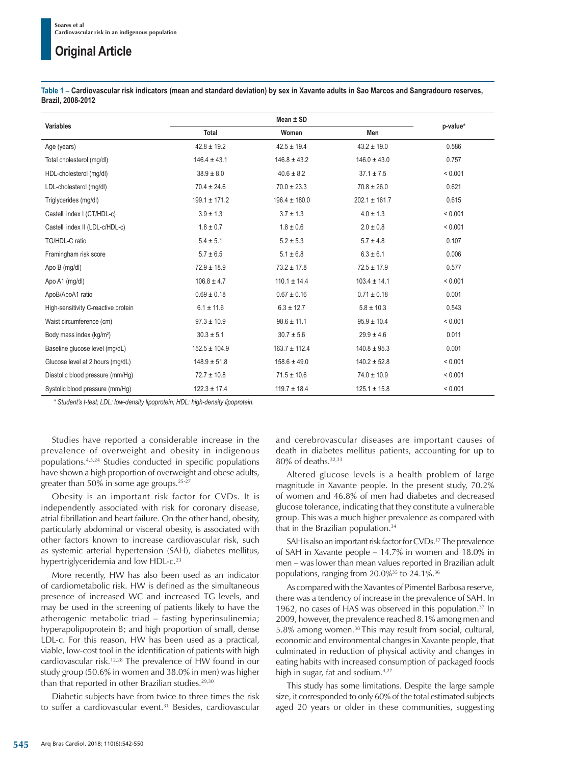**Table 1 – Cardiovascular risk indicators (mean and standard deviation) by sex in Xavante adults in Sao Marcos and Sangradouro reserves, Brazil, 2008-2012**

| Variables | Mean ± SD | | | p-value* |
|---|---|---|---|---|
| | Total | Women | Men | |
| Age (years) | 42.8 ± 19.2 | 42.5 ± 19.4 | 43.2 ± 19.0 | 0.586 |
| Total cholesterol (mg/dl) | 146.4 ± 43.1 | 146.8 ± 43.2 | 146.0 ± 43.0 | 0.757 |
| HDL-cholesterol (mg/dl) | 38.9 ± 8.0 | 40.6 ± 8.2 | 37.1 ± 7.5 | < 0.001 |
| LDL-cholesterol (mg/dl) | 70.4 ± 24.6 | 70.0 ± 23.3 | 70.8 ± 26.0 | 0.621 |
| Triglycerides (mg/dl) | 199.1 ± 171.2 | 196.4 ± 180.0 | 202.1 ± 161.7 | 0.615 |
| Castelli index I (CT/HDL-c) | 3.9 ± 1.3 | 3.7 ± 1.3 | 4.0 ± 1.3 | < 0.001 |
| Castelli index II (LDL-c/HDL-c) | 1.8 ± 0.7 | 1.8 ± 0.6 | 2.0 ± 0.8 | < 0.001 |
| TG/HDL-C ratio | 5.4 ± 5.1 | 5.2 ± 5.3 | 5.7 ± 4.8 | 0.107 |
| Framingham risk score | 5.7 ± 6.5 | 5.1 ± 6.8 | 6.3 ± 6.1 | 0.006 |
| Apo B (mg/dl) | 72.9 ± 18.9 | 73.2 ± 17.8 | 72.5 ± 17.9 | 0.577 |
| Apo A1 (mg/dl) | 106.8 ± 4.7 | 110.1 ± 14.4 | 103.4 ± 14.1 | < 0.001 |
| ApoB/ApoA1 ratio | 0.69 ± 0.18 | 0.67 ± 0.16 | 0.71 ± 0.18 | 0.001 |
| High-sensitivity C-reactive protein | 6.1 ± 11.6 | 6.3 ± 12.7 | 5.8 ± 10.3 | 0.543 |
| Waist circumference (cm) | 97.3 ± 10.9 | 98.6 ± 11.1 | 95.9 ± 10.4 | < 0.001 |
| Body mass index (kg/m²) | 30.3 ± 5.1 | 30.7 ± 5.6 | 29.9 ± 4.6 | 0.011 |
| Baseline glucose level (mg/dL) | 152.5 ± 104.9 | 163.7 ± 112.4 | 140.8 ± 95.3 | 0.001 |
| Glucose level at 2 hours (mg/dL) | 148.9 ± 51.8 | 158.6 ± 49.0 | 140.2 ± 52.8 | < 0.001 |
| Diastolic blood pressure (mm/Hg) | 72.7 ± 10.8 | 71.5 ± 10.6 | 74.0 ± 10.9 | < 0.001 |
| Systolic blood pressure (mm/Hg) | 122.3 ± 17.4 | 119.7 ± 18.4 | 125.1 ± 15.8 | < 0.001 |

*\* Student's t-test; LDL: low-density lipoprotein; HDL: high-density lipoprotein.*

Studies have reported a considerable increase in the prevalence of overweight and obesity in indigenous populations.[4,5,24] Studies conducted in specific populations have shown a high proportion of overweight and obese adults, greater than 50% in some age groups.[25-27]

Obesity is an important risk factor for CVDs. It is independently associated with risk for coronary disease, atrial fibrillation and heart failure. On the other hand, obesity, particularly abdominal or visceral obesity, is associated with other factors known to increase cardiovascular risk, such as systemic arterial hypertension (SAH), diabetes mellitus, hypertriglyceridemia and low HDL-c.[23]

More recently, HW has also been used as an indicator of cardiometabolic risk. HW is defined as the simultaneous presence of increased WC and increased TG levels, and may be used in the screening of patients likely to have the atherogenic metabolic triad – fasting hyperinsulinemia; hyperapolipoprotein B; and high proportion of small, dense LDL-c. For this reason, HW has been used as a practical, viable, low-cost tool in the identification of patients with high cardiovascular risk.[12,28] The prevalence of HW found in our study group (50.6% in women and 38.0% in men) was higher than that reported in other Brazilian studies.[29,30]

Diabetic subjects have from twice to three times the risk to suffer a cardiovascular event.[31] Besides, cardiovascular and cerebrovascular diseases are important causes of death in diabetes mellitus patients, accounting for up to 80% of deaths.[32,33]

Altered glucose levels is a health problem of large magnitude in Xavante people. In the present study, 70.2% of women and 46.8% of men had diabetes and decreased glucose tolerance, indicating that they constitute a vulnerable group. This was a much higher prevalence as compared with that in the Brazilian population.[34]

SAH is also an important risk factor for CVDs.[17] The prevalence of SAH in Xavante people – 14.7% in women and 18.0% in men – was lower than mean values reported in Brazilian adult populations, ranging from 20.0%[35] to 24.1%.[36]

As compared with the Xavantes of Pimentel Barbosa reserve, there was a tendency of increase in the prevalence of SAH. In 1962, no cases of HAS was observed in this population.[37] In 2009, however, the prevalence reached 8.1% among men and 5.8% among women.[38] This may result from social, cultural, economic and environmental changes in Xavante people, that culminated in reduction of physical activity and changes in eating habits with increased consumption of packaged foods high in sugar, fat and sodium.[4,27]

This study has some limitations. Despite the large sample size, it corresponded to only 60% of the total estimated subjects aged 20 years or older in these communities, suggesting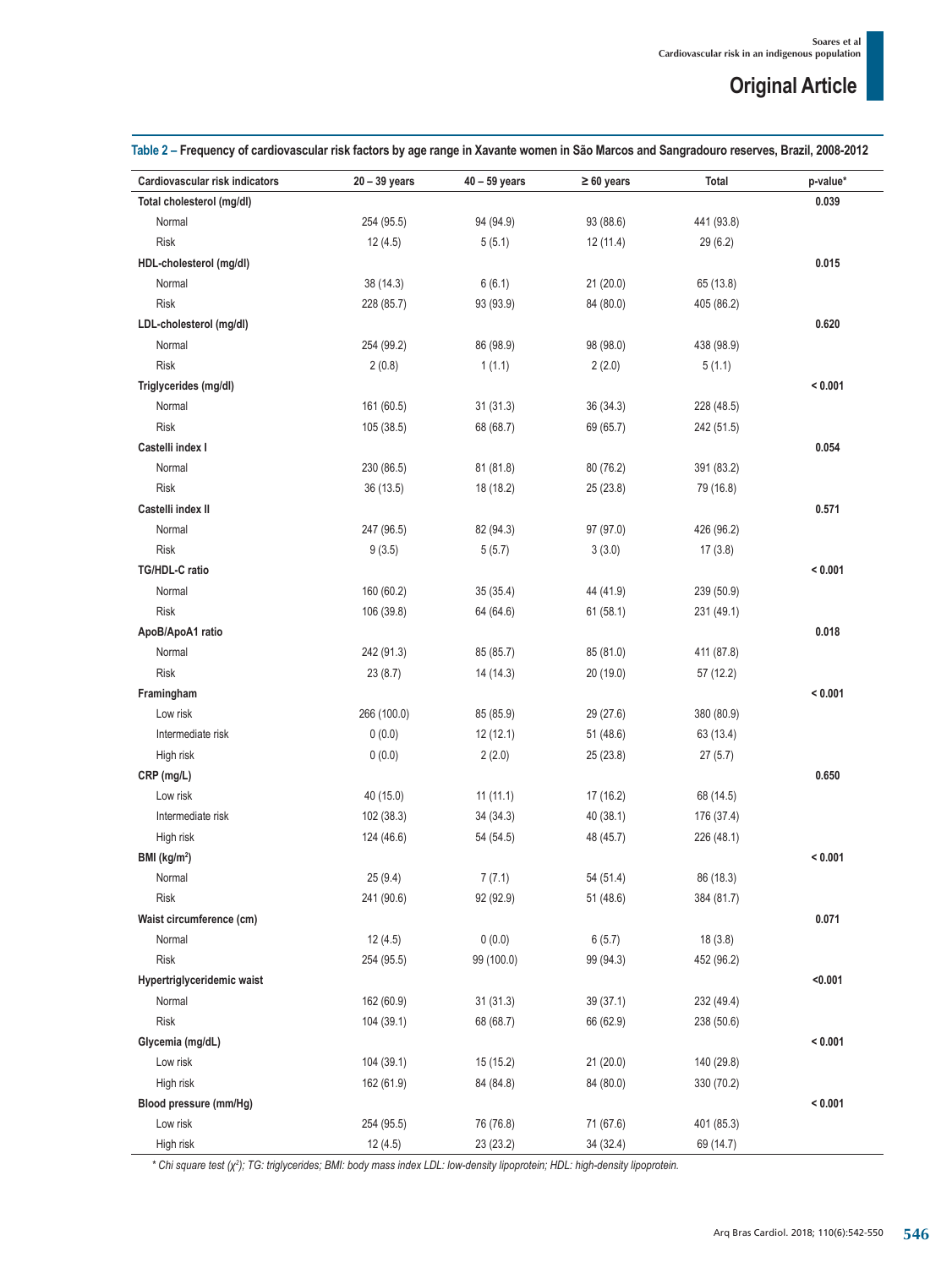**Table 2 – Frequency of cardiovascular risk factors by age range in Xavante women in São Marcos and Sangradouro reserves, Brazil, 2008-2012**

| Cardiovascular risk indicators | 20 – 39 years | 40 – 59 years | ≥ 60 years | Total | p-value* |
|---|---|---|---|---|---|
| **Total cholesterol (mg/dl)** | | | | | **0.039** |
| Normal | 254 (95.5) | 94 (94.9) | 93 (88.6) | 441 (93.8) | |
| Risk | 12 (4.5) | 5 (5.1) | 12 (11.4) | 29 (6.2) | |
| **HDL-cholesterol (mg/dl)** | | | | | **0.015** |
| Normal | 38 (14.3) | 6 (6.1) | 21 (20.0) | 65 (13.8) | |
| Risk | 228 (85.7) | 93 (93.9) | 84 (80.0) | 405 (86.2) | |
| **LDL-cholesterol (mg/dl)** | | | | | **0.620** |
| Normal | 254 (99.2) | 86 (98.9) | 98 (98.0) | 438 (98.9) | |
| Risk | 2 (0.8) | 1 (1.1) | 2 (2.0) | 5 (1.1) | |
| **Triglycerides (mg/dl)** | | | | | **< 0.001** |
| Normal | 161 (60.5) | 31 (31.3) | 36 (34.3) | 228 (48.5) | |
| Risk | 105 (38.5) | 68 (68.7) | 69 (65.7) | 242 (51.5) | |
| **Castelli index I** | | | | | **0.054** |
| Normal | 230 (86.5) | 81 (81.8) | 80 (76.2) | 391 (83.2) | |
| Risk | 36 (13.5) | 18 (18.2) | 25 (23.8) | 79 (16.8) | |
| **Castelli index II** | | | | | **0.571** |
| Normal | 247 (96.5) | 82 (94.3) | 97 (97.0) | 426 (96.2) | |
| Risk | 9 (3.5) | 5 (5.7) | 3 (3.0) | 17 (3.8) | |
| **TG/HDL-C ratio** | | | | | **< 0.001** |
| Normal | 160 (60.2) | 35 (35.4) | 44 (41.9) | 239 (50.9) | |
| Risk | 106 (39.8) | 64 (64.6) | 61 (58.1) | 231 (49.1) | |
| **ApoB/ApoA1 ratio** | | | | | **0.018** |
| Normal | 242 (91.3) | 85 (85.7) | 85 (81.0) | 411 (87.8) | |
| Risk | 23 (8.7) | 14 (14.3) | 20 (19.0) | 57 (12.2) | |
| **Framingham** | | | | | **< 0.001** |
| Low risk | 266 (100.0) | 85 (85.9) | 29 (27.6) | 380 (80.9) | |
| Intermediate risk | 0 (0.0) | 12 (12.1) | 51 (48.6) | 63 (13.4) | |
| High risk | 0 (0.0) | 2 (2.0) | 25 (23.8) | 27 (5.7) | |
| **CRP (mg/L)** | | | | | **0.650** |
| Low risk | 40 (15.0) | 11 (11.1) | 17 (16.2) | 68 (14.5) | |
| Intermediate risk | 102 (38.3) | 34 (34.3) | 40 (38.1) | 176 (37.4) | |
| High risk | 124 (46.6) | 54 (54.5) | 48 (45.7) | 226 (48.1) | |
| **BMI ($kg/m^2$)** | | | | | **< 0.001** |
| Normal | 25 (9.4) | 7 (7.1) | 54 (51.4) | 86 (18.3) | |
| Risk | 241 (90.6) | 92 (92.9) | 51 (48.6) | 384 (81.7) | |
| **Waist circumference (cm)** | | | | | **0.071** |
| Normal | 12 (4.5) | 0 (0.0) | 6 (5.7) | 18 (3.8) | |
| Risk | 254 (95.5) | 99 (100.0) | 99 (94.3) | 452 (96.2) | |
| **Hypertriglyceridemic waist** | | | | | **<0.001** |
| Normal | 162 (60.9) | 31 (31.3) | 39 (37.1) | 232 (49.4) | |
| Risk | 104 (39.1) | 68 (68.7) | 66 (62.9) | 238 (50.6) | |
| **Glycemia (mg/dL)** | | | | | **< 0.001** |
| Low risk | 104 (39.1) | 15 (15.2) | 21 (20.0) | 140 (29.8) | |
| High risk | 162 (61.9) | 84 (84.8) | 84 (80.0) | 330 (70.2) | |
| **Blood pressure (mm/Hg)** | | | | | **< 0.001** |
| Low risk | 254 (95.5) | 76 (76.8) | 71 (67.6) | 401 (85.3) | |
| High risk | 12 (4.5) | 23 (23.2) | 34 (32.4) | 69 (14.7) | |

*\* Chi square test ($\chi^2$); TG: triglycerides; BMI: body mass index LDL: low-density lipoprotein; HDL: high-density lipoprotein.*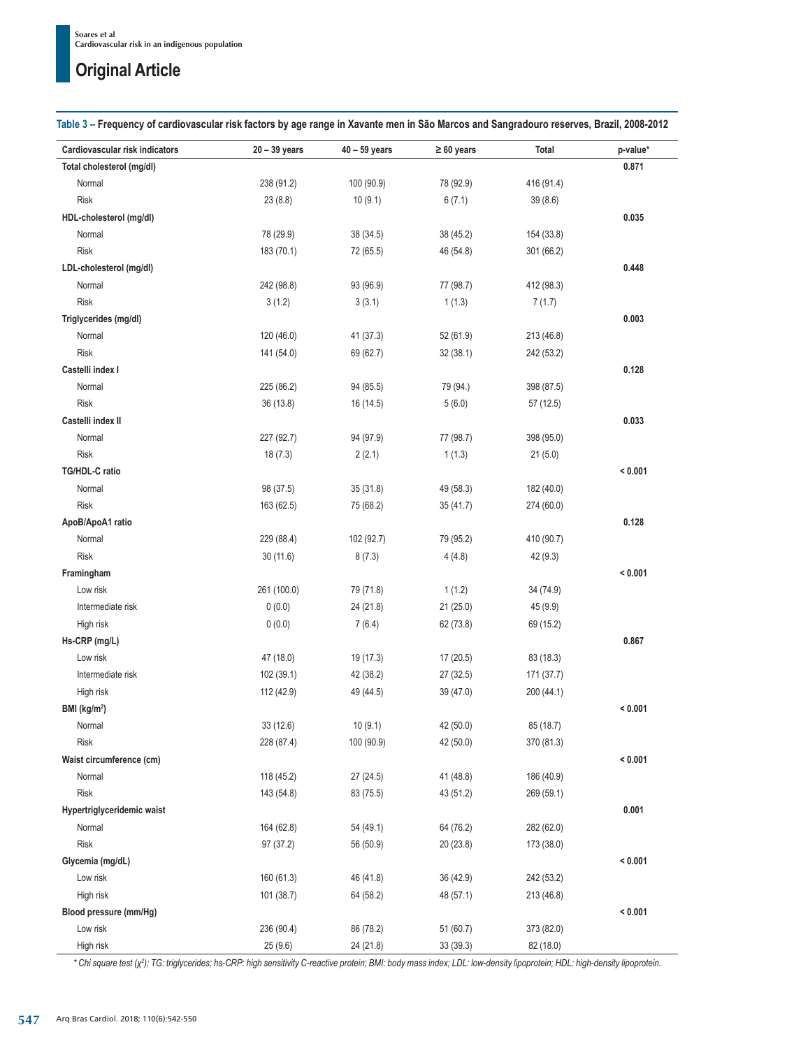**Table 3 – Frequency of cardiovascular risk factors by age range in Xavante men in São Marcos and Sangradouro reserves, Brazil, 2008-2012**

| Cardiovascular risk indicators | 20 – 39 years | 40 – 59 years | ≥ 60 years | Total | p-value* |
|---|---|---|---|---|---|
| **Total cholesterol (mg/dl)** | | | | | **0.871** |
| Normal | 238 (91.2) | 100 (90.9) | 78 (92.9) | 416 (91.4) | |
| Risk | 23 (8.8) | 10 (9.1) | 6 (7.1) | 39 (8.6) | |
| **HDL-cholesterol (mg/dl)** | | | | | **0.035** |
| Normal | 78 (29.9) | 38 (34.5) | 38 (45.2) | 154 (33.8) | |
| Risk | 183 (70.1) | 72 (65.5) | 46 (54.8) | 301 (66.2) | |
| **LDL-cholesterol (mg/dl)** | | | | | **0.448** |
| Normal | 242 (98.8) | 93 (96.9) | 77 (98.7) | 412 (98.3) | |
| Risk | 3 (1.2) | 3 (3.1) | 1 (1.3) | 7 (1.7) | |
| **Triglycerides (mg/dl)** | | | | | **0.003** |
| Normal | 120 (46.0) | 41 (37.3) | 52 (61.9) | 213 (46.8) | |
| Risk | 141 (54.0) | 69 (62.7) | 32 (38.1) | 242 (53.2) | |
| **Castelli index I** | | | | | **0.128** |
| Normal | 225 (86.2) | 94 (85.5) | 79 (94.) | 398 (87.5) | |
| Risk | 36 (13.8) | 16 (14.5) | 5 (6.0) | 57 (12.5) | |
| **Castelli index II** | | | | | **0.033** |
| Normal | 227 (92.7) | 94 (97.9) | 77 (98.7) | 398 (95.0) | |
| Risk | 18 (7.3) | 2 (2.1) | 1 (1.3) | 21 (5.0) | |
| **TG/HDL-C ratio** | | | | | **< 0.001** |
| Normal | 98 (37.5) | 35 (31.8) | 49 (58.3) | 182 (40.0) | |
| Risk | 163 (62.5) | 75 (68.2) | 35 (41.7) | 274 (60.0) | |
| **ApoB/ApoA1 ratio** | | | | | **0.128** |
| Normal | 229 (88.4) | 102 (92.7) | 79 (95.2) | 410 (90.7) | |
| Risk | 30 (11.6) | 8 (7.3) | 4 (4.8) | 42 (9.3) | |
| **Framingham** | | | | | **< 0.001** |
| Low risk | 261 (100.0) | 79 (71.8) | 1 (1.2) | 34 (74.9) | |
| Intermediate risk | 0 (0.0) | 24 (21.8) | 21 (25.0) | 45 (9.9) | |
| High risk | 0 (0.0) | 7 (6.4) | 62 (73.8) | 69 (15.2) | |
| **Hs-CRP (mg/L)** | | | | | **0.867** |
| Low risk | 47 (18.0) | 19 (17.3) | 17 (20.5) | 83 (18.3) | |
| Intermediate risk | 102 (39.1) | 42 (38.2) | 27 (32.5) | 171 (37.7) | |
| High risk | 112 (42.9) | 49 (44.5) | 39 (47.0) | 200 (44.1) | |
| **BMI (kg/m²)** | | | | | **< 0.001** |
| Normal | 33 (12.6) | 10 (9.1) | 42 (50.0) | 85 (18.7) | |
| Risk | 228 (87.4) | 100 (90.9) | 42 (50.0) | 370 (81.3) | |
| **Waist circumference (cm)** | | | | | **< 0.001** |
| Normal | 118 (45.2) | 27 (24.5) | 41 (48.8) | 186 (40.9) | |
| Risk | 143 (54.8) | 83 (75.5) | 43 (51.2) | 269 (59.1) | |
| **Hypertriglyceridemic waist** | | | | | **0.001** |
| Normal | 164 (62.8) | 54 (49.1) | 64 (76.2) | 282 (62.0) | |
| Risk | 97 (37.2) | 56 (50.9) | 20 (23.8) | 173 (38.0) | |
| **Glycemia (mg/dL)** | | | | | **< 0.001** |
| Low risk | 160 (61.3) | 46 (41.8) | 36 (42.9) | 242 (53.2) | |
| High risk | 101 (38.7) | 64 (58.2) | 48 (57.1) | 213 (46.8) | |
| **Blood pressure (mm/Hg)** | | | | | **< 0.001** |
| Low risk | 236 (90.4) | 86 (78.2) | 51 (60.7) | 373 (82.0) | |
| High risk | 25 (9.6) | 24 (21.8) | 33 (39.3) | 82 (18.0) | |

*\* Chi square test ($\chi^2$); TG: triglycerides; hs-CRP: high sensitivity C-reactive protein; BMI: body mass index; LDL: low-density lipoprotein; HDL: high-density lipoprotein.*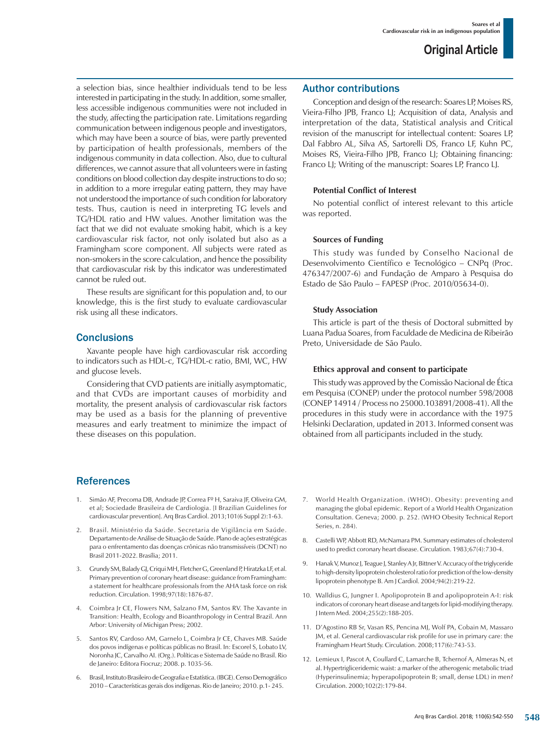a selection bias, since healthier individuals tend to be less interested in participating in the study. In addition, some smaller, less accessible indigenous communities were not included in the study, affecting the participation rate. Limitations regarding communication between indigenous people and investigators, which may have been a source of bias, were partly prevented by participation of health professionals, members of the indigenous community in data collection. Also, due to cultural differences, we cannot assure that all volunteers were in fasting conditions on blood collection day despite instructions to do so; in addition to a more irregular eating pattern, they may have not understood the importance of such condition for laboratory tests. Thus, caution is need in interpreting TG levels and TG/HDL ratio and HW values. Another limitation was the fact that we did not evaluate smoking habit, which is a key cardiovascular risk factor, not only isolated but also as a Framingham score component. All subjects were rated as non-smokers in the score calculation, and hence the possibility that cardiovascular risk by this indicator was underestimated cannot be ruled out.

These results are significant for this population and, to our knowledge, this is the first study to evaluate cardiovascular risk using all these indicators.

## Conclusions

Xavante people have high cardiovascular risk according to indicators such as HDL-c, TG/HDL-c ratio, BMI, WC, HW and glucose levels.

Considering that CVD patients are initially asymptomatic, and that CVDs are important causes of morbidity and mortality, the present analysis of cardiovascular risk factors may be used as a basis for the planning of preventive measures and early treatment to minimize the impact of these diseases on this population.

## Author contributions

Conception and design of the research: Soares LP, Moises RS, Vieira-Filho JPB, Franco LJ; Acquisition of data, Analysis and interpretation of the data, Statistical analysis and Critical revision of the manuscript for intellectual content: Soares LP, Dal Fabbro AL, Silva AS, Sartorelli DS, Franco LF, Kuhn PC, Moises RS, Vieira-Filho JPB, Franco LJ; Obtaining financing: Franco LJ; Writing of the manuscript: Soares LP, Franco LJ.

### Potential Conflict of Interest

No potential conflict of interest relevant to this article was reported.

### Sources of Funding

This study was funded by Conselho Nacional de Desenvolvimento Científico e Tecnológico – CNPq (Proc. 476347/2007-6) and Fundação de Amparo à Pesquisa do Estado de São Paulo – FAPESP (Proc. 2010/05634-0).

### Study Association

This article is part of the thesis of Doctoral submitted by Luana Padua Soares, from Faculdade de Medicina de Ribeirão Preto, Universidade de São Paulo.

### Ethics approval and consent to participate

This study was approved by the Comissão Nacional de Ética em Pesquisa (CONEP) under the protocol number 598/2008 (CONEP 14914 / Process no 25000.103891/2008-41). All the procedures in this study were in accordance with the 1975 Helsinki Declaration, updated in 2013. Informed consent was obtained from all participants included in the study.

## References

1. Simão AF, Precoma DB, Andrade JP, Correa Fº H, Saraiva JF, Oliveira GM, et al; Sociedade Brasileira de Cardiologia. [I Brazilian Guidelines for cardiovascular prevention]. Arq Bras Cardiol. 2013;101(6 Suppl 2):1-63.
2. Brasil. Ministério da Saúde. Secretaria de Vigilância em Saúde. Departamento de Análise de Situação de Saúde. Plano de ações estratégicas para o enfrentamento das doenças crônicas não transmissíveis (DCNT) no Brasil 2011-2022. Brasília; 2011.
3. Grundy SM, Balady GJ, Criqui MH, Fletcher G, Greenland P, Hiratzka LF, et al. Primary prevention of coronary heart disease: guidance from Framingham: a statement for healthcare professionals from the AHA task force on risk reduction. Circulation. 1998;97(18):1876-87.
4. Coimbra Jr CE, Flowers NM, Salzano FM, Santos RV. The Xavante in Transition: Health, Ecology and Bioanthropology in Central Brazil. Ann Arbor: University of Michigan Press; 2002.
5. Santos RV, Cardoso AM, Garnelo L, Coimbra Jr CE, Chaves MB. Saúde dos povos indígenas e políticas públicas no Brasil. In: Escorel S, Lobato LV, Noronha JC, Carvalho AI. (Org.). Políticas e Sistema de Saúde no Brasil. Rio de Janeiro: Editora Fiocruz; 2008. p. 1035-56.
6. Brasil, Instituto Brasileiro de Geografia e Estatística. (IBGE). Censo Demográfico 2010 – Características gerais dos indígenas. Rio de Janeiro; 2010. p.1- 245.
7. World Health Organization. (WHO). Obesity: preventing and managing the global epidemic. Report of a World Health Organization Consultation. Geneva; 2000. p. 252. (WHO Obesity Technical Report Series, n. 284).
8. Castelli WP, Abbott RD, McNamara PM. Summary estimates of cholesterol used to predict coronary heart disease. Circulation. 1983;67(4):730-4.
9. Hanak V, Munoz J, Teague J, Stanley A Jr, Bittner V. Accuracy of the triglyceride to high-density lipoprotein cholesterol ratio for prediction of the low-density lipoprotein phenotype B. Am J Cardiol. 2004;94(2):219-22.
10. Walldius G, Jungner I. Apolipoprotein B and apolipoprotein A-I: risk indicators of coronary heart disease and targets for lipid-modifying therapy. J Intern Med. 2004;255(2):188-205.
11. D'Agostino RB Sr, Vasan RS, Pencina MJ, Wolf PA, Cobain M, Massaro JM, et al. General cardiovascular risk profile for use in primary care: the Framingham Heart Study. Circulation. 2008;117(6):743-53.
12. Lemieux I, Pascot A, Coullard C, Lamarche B, Tchernof A, Almeras N, et al. Hypertriglyceridemic waist: a marker of the atherogenic metabolic triad (Hyperinsulinemia; hyperapolipoprotein B; small, dense LDL) in men? Circulation. 2000;102(2):179-84.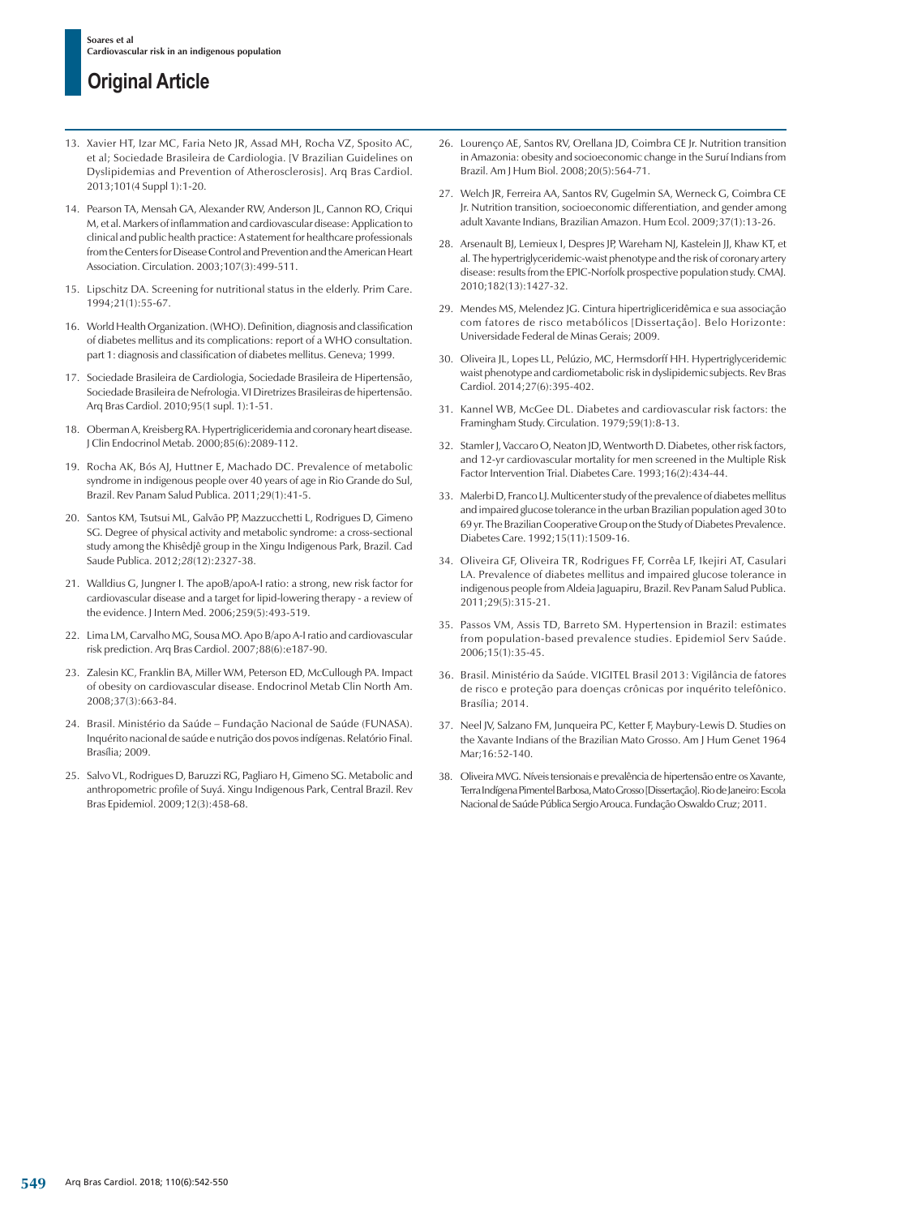13. Xavier HT, Izar MC, Faria Neto JR, Assad MH, Rocha VZ, Sposito AC, et al; Sociedade Brasileira de Cardiologia. [V Brazilian Guidelines on Dyslipidemias and Prevention of Atherosclerosis]. Arq Bras Cardiol. 2013;101(4 Suppl 1):1-20.
14. Pearson TA, Mensah GA, Alexander RW, Anderson JL, Cannon RO, Criqui M, et al. Markers of inflammation and cardiovascular disease: Application to clinical and public health practice: A statement for healthcare professionals from the Centers for Disease Control and Prevention and the American Heart Association. Circulation. 2003;107(3):499-511.
15. Lipschitz DA. Screening for nutritional status in the elderly. Prim Care. 1994;21(1):55-67.
16. World Health Organization. (WHO). Definition, diagnosis and classification of diabetes mellitus and its complications: report of a WHO consultation. part 1: diagnosis and classification of diabetes mellitus. Geneva; 1999.
17. Sociedade Brasileira de Cardiologia, Sociedade Brasileira de Hipertensão, Sociedade Brasileira de Nefrologia. VI Diretrizes Brasileiras de hipertensão. Arq Bras Cardiol. 2010;95(1 supl. 1):1-51.
18. Oberman A, Kreisberg RA. Hypertriglyceridemia and coronary heart disease. J Clin Endocrinol Metab. 2000;85(6):2089-112.
19. Rocha AK, Bós AJ, Huttner E, Machado DC. Prevalence of metabolic syndrome in indigenous people over 40 years of age in Rio Grande do Sul, Brazil. Rev Panam Salud Publica. 2011;29(1):41-5.
20. Santos KM, Tsutsui ML, Galvão PP, Mazzucchetti L, Rodrigues D, Gimeno SG. Degree of physical activity and metabolic syndrome: a cross-sectional study among the Khisêdjê group in the Xingu Indigenous Park, Brazil. Cad Saude Publica. 2012;*28*(12):2327-38.
21. Walldius G, Jungner I. The apoB/apoA-I ratio: a strong, new risk factor for cardiovascular disease and a target for lipid-lowering therapy - a review of the evidence. J Intern Med. 2006;259(5):493-519.
22. Lima LM, Carvalho MG, Sousa MO. Apo B/apo A-I ratio and cardiovascular risk prediction. Arq Bras Cardiol. 2007;88(6):e187-90.
23. Zalesin KC, Franklin BA, Miller WM, Peterson ED, McCullough PA. Impact of obesity on cardiovascular disease. Endocrinol Metab Clin North Am. 2008;37(3):663-84.
24. Brasil. Ministério da Saúde – Fundação Nacional de Saúde (FUNASA). Inquérito nacional de saúde e nutrição dos povos indígenas. Relatório Final. Brasília; 2009.
25. Salvo VL, Rodrigues D, Baruzzi RG, Pagliaro H, Gimeno SG. Metabolic and anthropometric profile of Suyá. Xingu Indigenous Park, Central Brazil. Rev Bras Epidemiol. 2009;12(3):458-68.
26. Lourenço AE, Santos RV, Orellana JD, Coimbra CE Jr. Nutrition transition in Amazonia: obesity and socioeconomic change in the Suruí Indians from Brazil. Am J Hum Biol. 2008;20(5):564-71.
27. Welch JR, Ferreira AA, Santos RV, Gugelmin SA, Werneck G, Coimbra CE Jr. Nutrition transition, socioeconomic differentiation, and gender among adult Xavante Indians, Brazilian Amazon. Hum Ecol. 2009;37(1):13-26.
28. Arsenault BJ, Lemieux I, Despres JP, Wareham NJ, Kastelein JJ, Khaw KT, et al. The hypertriglyceridemic-waist phenotype and the risk of coronary artery disease: results from the EPIC-Norfolk prospective population study. CMAJ. 2010;182(13):1427-32.
29. Mendes MS, Melendez JG. Cintura hipertrigliceridêmica e sua associação com fatores de risco metabólicos [Dissertação]. Belo Horizonte: Universidade Federal de Minas Gerais; 2009.
30. Oliveira JL, Lopes LL, Pelúzio, MC, Hermsdorff HH. Hypertriglyceridemic waist phenotype and cardiometabolic risk in dyslipidemic subjects. Rev Bras Cardiol. 2014;27(6):395-402.
31. Kannel WB, McGee DL. Diabetes and cardiovascular risk factors: the Framingham Study. Circulation. 1979;59(1):8-13.
32. Stamler J, Vaccaro O, Neaton JD, Wentworth D. Diabetes, other risk factors, and 12-yr cardiovascular mortality for men screened in the Multiple Risk Factor Intervention Trial. Diabetes Care. 1993;16(2):434-44.
33. Malerbi D, Franco LJ. Multicenter study of the prevalence of diabetes mellitus and impaired glucose tolerance in the urban Brazilian population aged 30 to 69 yr. The Brazilian Cooperative Group on the Study of Diabetes Prevalence. Diabetes Care. 1992;15(11):1509-16.
34. Oliveira GF, Oliveira TR, Rodrigues FF, Corrêa LF, Ikejiri AT, Casulari LA. Prevalence of diabetes mellitus and impaired glucose tolerance in indigenous people from Aldeia Jaguapiru, Brazil. Rev Panam Salud Publica. 2011;29(5):315-21.
35. Passos VM, Assis TD, Barreto SM. Hypertension in Brazil: estimates from population-based prevalence studies. Epidemiol Serv Saúde. 2006;15(1):35-45.
36. Brasil. Ministério da Saúde. VIGITEL Brasil 2013: Vigilância de fatores de risco e proteção para doenças crônicas por inquérito telefônico. Brasília; 2014.
37. Neel JV, Salzano FM, Junqueira PC, Ketter F, Maybury-Lewis D. Studies on the Xavante Indians of the Brazilian Mato Grosso. Am J Hum Genet 1964 Mar;16:52-140.
38. Oliveira MVG. Níveis tensionais e prevalência de hipertensão entre os Xavante, Terra Indígena Pimentel Barbosa, Mato Grosso [Dissertação]. Rio de Janeiro: Escola Nacional de Saúde Pública Sergio Arouca. Fundação Oswaldo Cruz; 2011.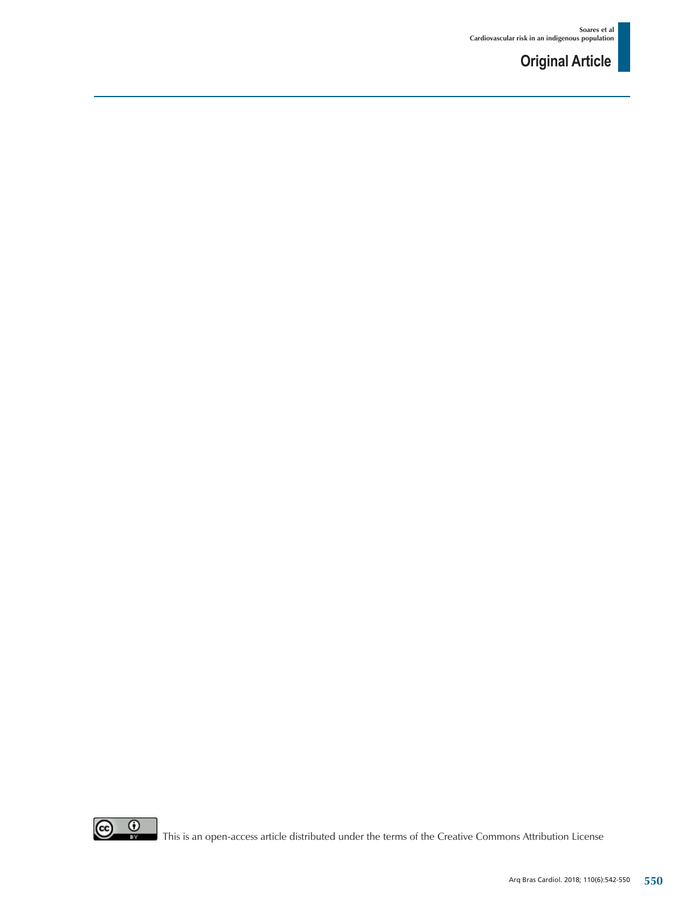This is an open-access article distributed under the terms of the Creative Commons Attribution License